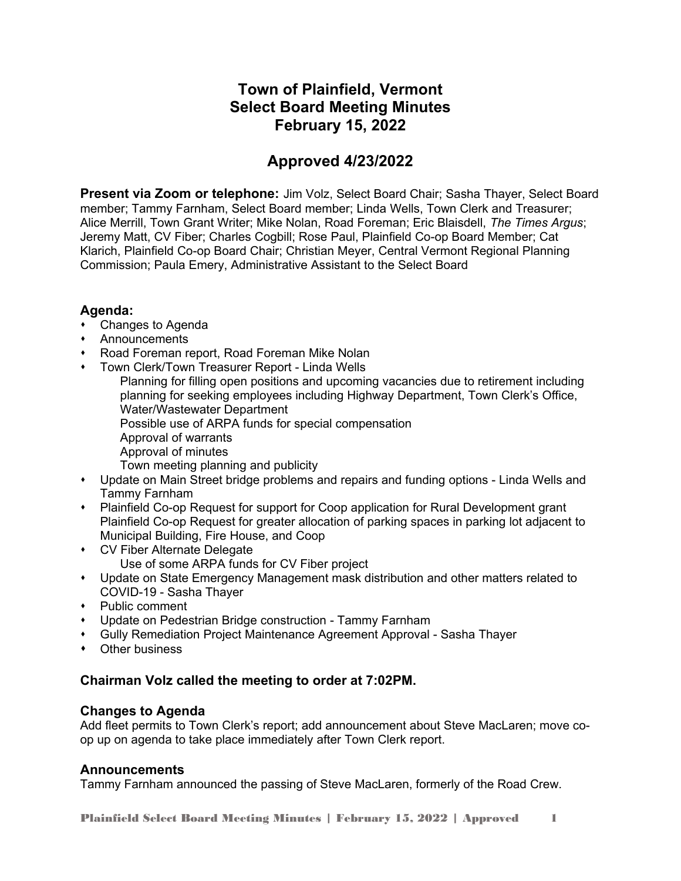# Town of Plainfield, Vermont
# Select Board Meeting Minutes
# February 15, 2022

## Approved 4/23/2022

**Present via Zoom or telephone:** Jim Volz, Select Board Chair; Sasha Thayer, Select Board member; Tammy Farnham, Select Board member; Linda Wells, Town Clerk and Treasurer; Alice Merrill, Town Grant Writer; Mike Nolan, Road Foreman; Eric Blaisdell, *The Times Argus*; Jeremy Matt, CV Fiber; Charles Cogbill; Rose Paul, Plainfield Co-op Board Member; Cat Klarich, Plainfield Co-op Board Chair; Christian Meyer, Central Vermont Regional Planning Commission; Paula Emery, Administrative Assistant to the Select Board

### Agenda:

- Changes to Agenda
- Announcements
- Road Foreman report, Road Foreman Mike Nolan
- Town Clerk/Town Treasurer Report - Linda Wells
  - Planning for filling open positions and upcoming vacancies due to retirement including planning for seeking employees including Highway Department, Town Clerk's Office, Water/Wastewater Department
  - Possible use of ARPA funds for special compensation
  - Approval of warrants
  - Approval of minutes
  - Town meeting planning and publicity
- Update on Main Street bridge problems and repairs and funding options - Linda Wells and Tammy Farnham
- Plainfield Co-op Request for support for Coop application for Rural Development grant Plainfield Co-op Request for greater allocation of parking spaces in parking lot adjacent to Municipal Building, Fire House, and Coop
- CV Fiber Alternate Delegate
  - Use of some ARPA funds for CV Fiber project
- Update on State Emergency Management mask distribution and other matters related to COVID-19 - Sasha Thayer
- Public comment
- Update on Pedestrian Bridge construction - Tammy Farnham
- Gully Remediation Project Maintenance Agreement Approval - Sasha Thayer
- Other business

### Chairman Volz called the meeting to order at 7:02PM.

### Changes to Agenda

Add fleet permits to Town Clerk's report; add announcement about Steve MacLaren; move co-op up on agenda to take place immediately after Town Clerk report.

### Announcements

Tammy Farnham announced the passing of Steve MacLaren, formerly of the Road Crew.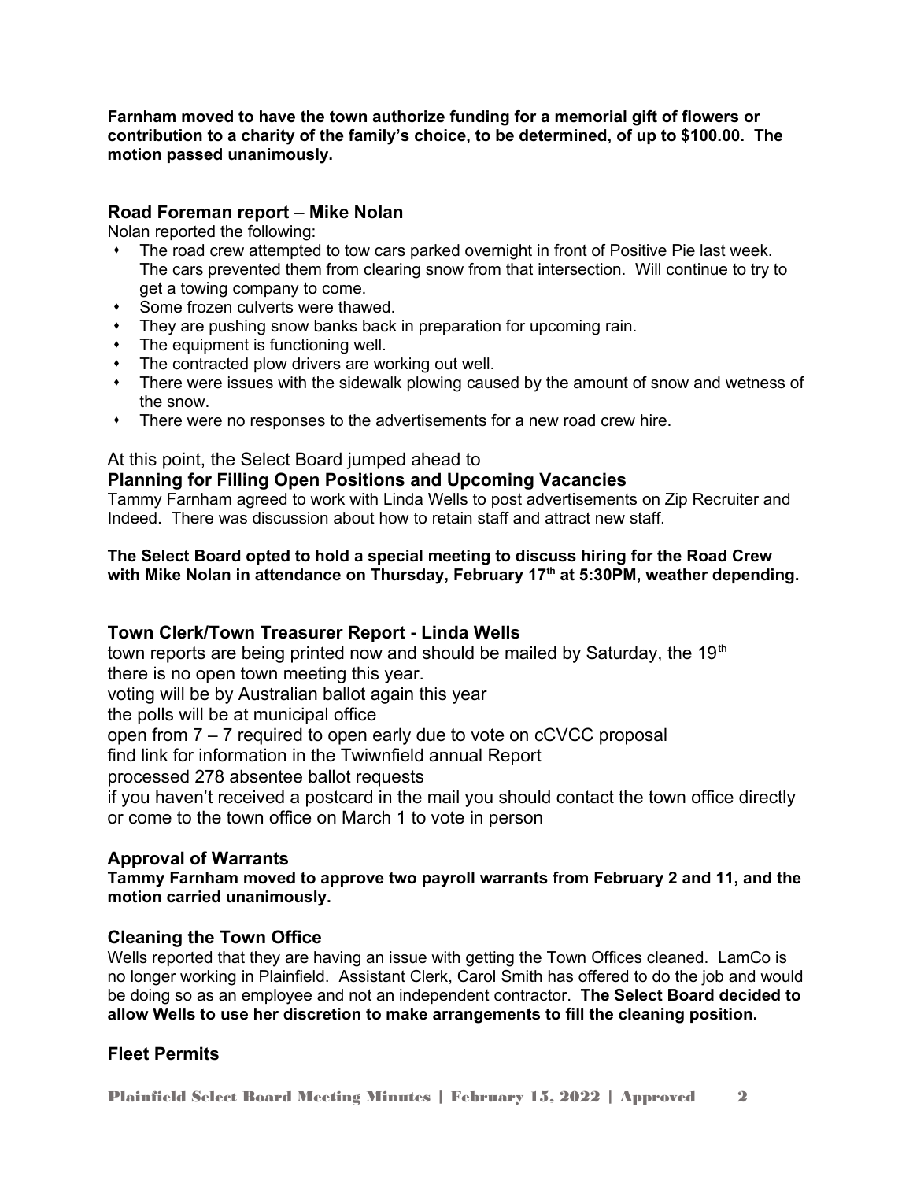**Farnham moved to have the town authorize funding for a memorial gift of flowers or contribution to a charity of the family's choice, to be determined, of up to $100.00. The motion passed unanimously.**

### Road Foreman report – Mike Nolan

Nolan reported the following:

- The road crew attempted to tow cars parked overnight in front of Positive Pie last week. The cars prevented them from clearing snow from that intersection. Will continue to try to get a towing company to come.
- Some frozen culverts were thawed.
- They are pushing snow banks back in preparation for upcoming rain.
- The equipment is functioning well.
- The contracted plow drivers are working out well.
- There were issues with the sidewalk plowing caused by the amount of snow and wetness of the snow.
- There were no responses to the advertisements for a new road crew hire.

At this point, the Select Board jumped ahead to

### Planning for Filling Open Positions and Upcoming Vacancies

Tammy Farnham agreed to work with Linda Wells to post advertisements on Zip Recruiter and Indeed. There was discussion about how to retain staff and attract new staff.

**The Select Board opted to hold a special meeting to discuss hiring for the Road Crew with Mike Nolan in attendance on Thursday, February 17th at 5:30PM, weather depending.**

### Town Clerk/Town Treasurer Report - Linda Wells

town reports are being printed now and should be mailed by Saturday, the 19th
there is no open town meeting this year.
voting will be by Australian ballot again this year
the polls will be at municipal office
open from 7 – 7 required to open early due to vote on cCVCC proposal
find link for information in the Twiwnfield annual Report
processed 278 absentee ballot requests
if you haven't received a postcard in the mail you should contact the town office directly or come to the town office on March 1 to vote in person

### Approval of Warrants

**Tammy Farnham moved to approve two payroll warrants from February 2 and 11, and the motion carried unanimously.**

### Cleaning the Town Office

Wells reported that they are having an issue with getting the Town Offices cleaned. LamCo is no longer working in Plainfield. Assistant Clerk, Carol Smith has offered to do the job and would be doing so as an employee and not an independent contractor. **The Select Board decided to allow Wells to use her discretion to make arrangements to fill the cleaning position.**

### Fleet Permits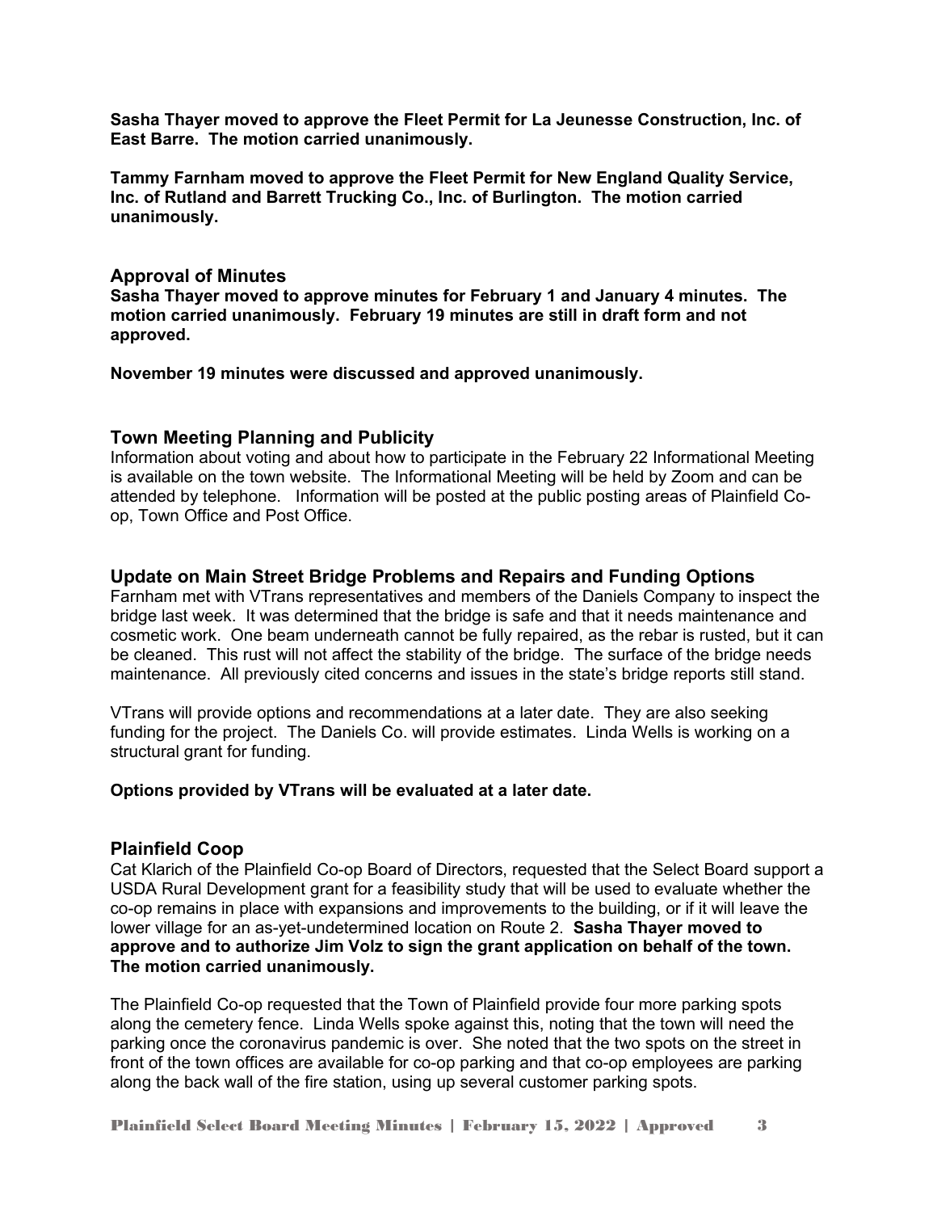**Sasha Thayer moved to approve the Fleet Permit for La Jeunesse Construction, Inc. of East Barre. The motion carried unanimously.**

**Tammy Farnham moved to approve the Fleet Permit for New England Quality Service, Inc. of Rutland and Barrett Trucking Co., Inc. of Burlington. The motion carried unanimously.**

## Approval of Minutes

**Sasha Thayer moved to approve minutes for February 1 and January 4 minutes. The motion carried unanimously. February 19 minutes are still in draft form and not approved.**

**November 19 minutes were discussed and approved unanimously.**

## Town Meeting Planning and Publicity

Information about voting and about how to participate in the February 22 Informational Meeting is available on the town website. The Informational Meeting will be held by Zoom and can be attended by telephone. Information will be posted at the public posting areas of Plainfield Co-op, Town Office and Post Office.

## Update on Main Street Bridge Problems and Repairs and Funding Options

Farnham met with VTrans representatives and members of the Daniels Company to inspect the bridge last week. It was determined that the bridge is safe and that it needs maintenance and cosmetic work. One beam underneath cannot be fully repaired, as the rebar is rusted, but it can be cleaned. This rust will not affect the stability of the bridge. The surface of the bridge needs maintenance. All previously cited concerns and issues in the state's bridge reports still stand.

VTrans will provide options and recommendations at a later date. They are also seeking funding for the project. The Daniels Co. will provide estimates. Linda Wells is working on a structural grant for funding.

**Options provided by VTrans will be evaluated at a later date.**

## Plainfield Coop

Cat Klarich of the Plainfield Co-op Board of Directors, requested that the Select Board support a USDA Rural Development grant for a feasibility study that will be used to evaluate whether the co-op remains in place with expansions and improvements to the building, or if it will leave the lower village for an as-yet-undetermined location on Route 2. **Sasha Thayer moved to approve and to authorize Jim Volz to sign the grant application on behalf of the town. The motion carried unanimously.**

The Plainfield Co-op requested that the Town of Plainfield provide four more parking spots along the cemetery fence. Linda Wells spoke against this, noting that the town will need the parking once the coronavirus pandemic is over. She noted that the two spots on the street in front of the town offices are available for co-op parking and that co-op employees are parking along the back wall of the fire station, using up several customer parking spots.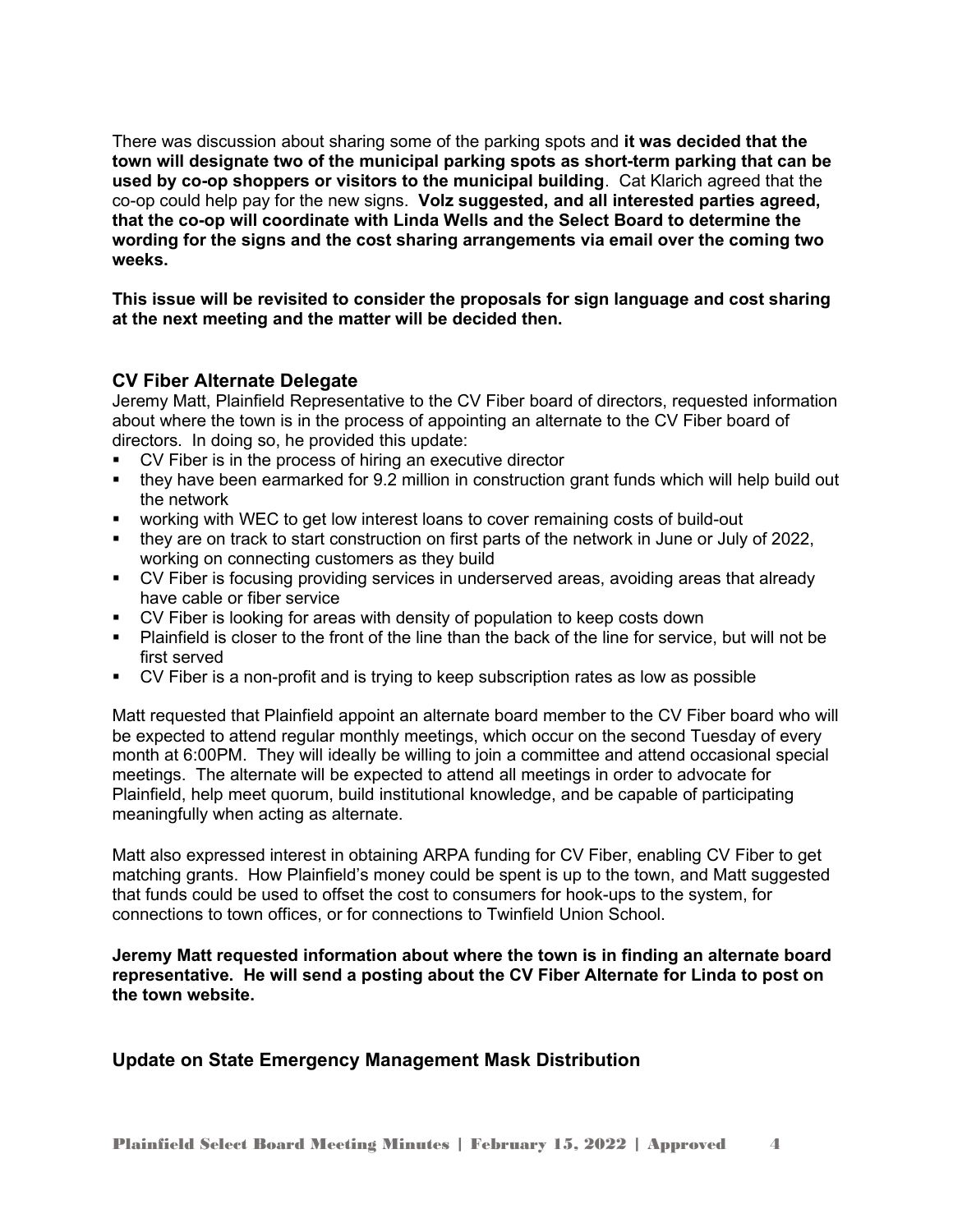There was discussion about sharing some of the parking spots and **it was decided that the town will designate two of the municipal parking spots as short-term parking that can be used by co-op shoppers or visitors to the municipal building**. Cat Klarich agreed that the co-op could help pay for the new signs. **Volz suggested, and all interested parties agreed, that the co-op will coordinate with Linda Wells and the Select Board to determine the wording for the signs and the cost sharing arrangements via email over the coming two weeks.**

**This issue will be revisited to consider the proposals for sign language and cost sharing at the next meeting and the matter will be decided then.**

### CV Fiber Alternate Delegate

Jeremy Matt, Plainfield Representative to the CV Fiber board of directors, requested information about where the town is in the process of appointing an alternate to the CV Fiber board of directors. In doing so, he provided this update:

- CV Fiber is in the process of hiring an executive director
- they have been earmarked for 9.2 million in construction grant funds which will help build out the network
- working with WEC to get low interest loans to cover remaining costs of build-out
- they are on track to start construction on first parts of the network in June or July of 2022, working on connecting customers as they build
- CV Fiber is focusing providing services in underserved areas, avoiding areas that already have cable or fiber service
- CV Fiber is looking for areas with density of population to keep costs down
- Plainfield is closer to the front of the line than the back of the line for service, but will not be first served
- CV Fiber is a non-profit and is trying to keep subscription rates as low as possible

Matt requested that Plainfield appoint an alternate board member to the CV Fiber board who will be expected to attend regular monthly meetings, which occur on the second Tuesday of every month at 6:00PM. They will ideally be willing to join a committee and attend occasional special meetings. The alternate will be expected to attend all meetings in order to advocate for Plainfield, help meet quorum, build institutional knowledge, and be capable of participating meaningfully when acting as alternate.

Matt also expressed interest in obtaining ARPA funding for CV Fiber, enabling CV Fiber to get matching grants. How Plainfield's money could be spent is up to the town, and Matt suggested that funds could be used to offset the cost to consumers for hook-ups to the system, for connections to town offices, or for connections to Twinfield Union School.

**Jeremy Matt requested information about where the town is in finding an alternate board representative. He will send a posting about the CV Fiber Alternate for Linda to post on the town website.**

### Update on State Emergency Management Mask Distribution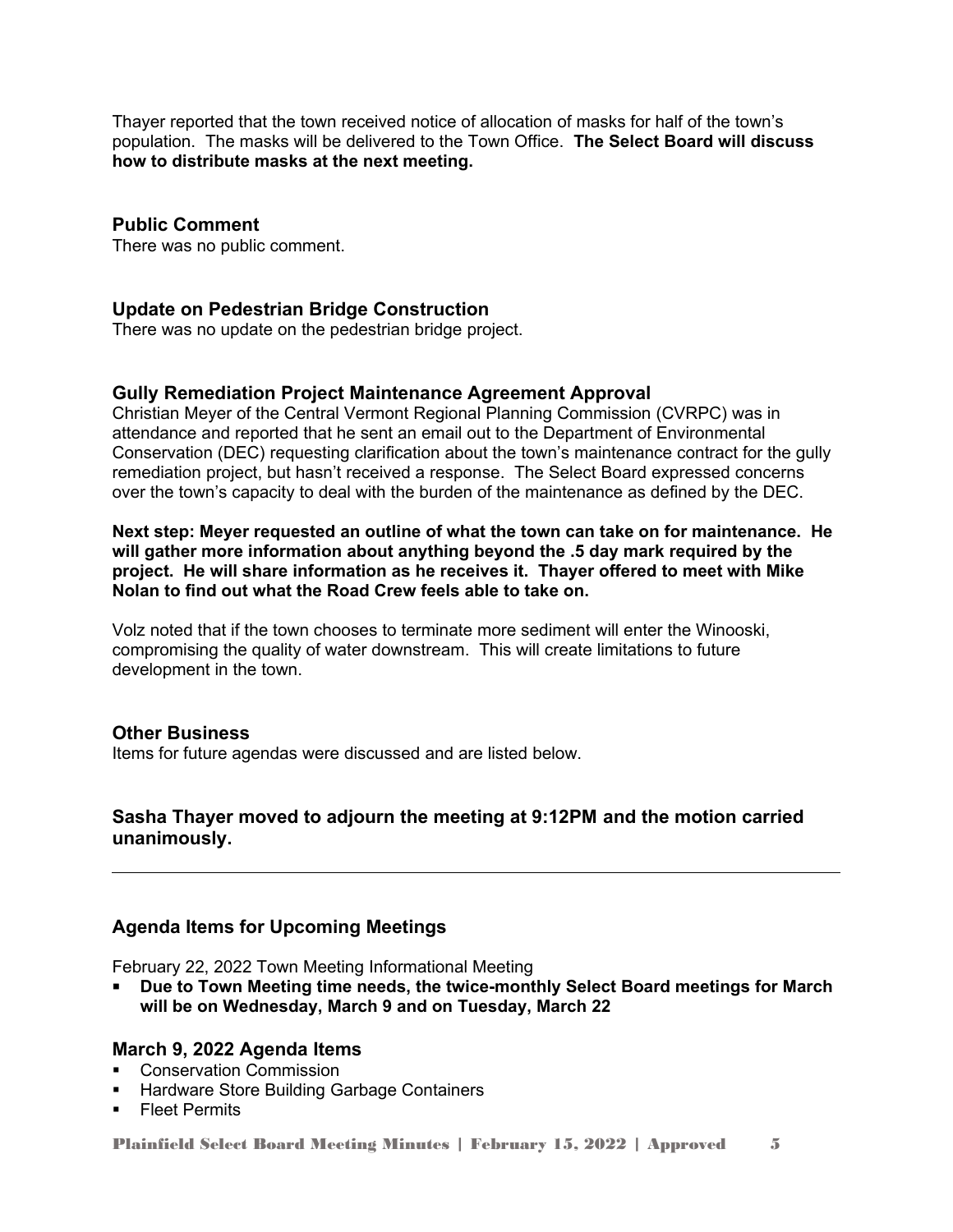Thayer reported that the town received notice of allocation of masks for half of the town's population. The masks will be delivered to the Town Office. **The Select Board will discuss how to distribute masks at the next meeting.**

## Public Comment

There was no public comment.

## Update on Pedestrian Bridge Construction

There was no update on the pedestrian bridge project.

## Gully Remediation Project Maintenance Agreement Approval

Christian Meyer of the Central Vermont Regional Planning Commission (CVRPC) was in attendance and reported that he sent an email out to the Department of Environmental Conservation (DEC) requesting clarification about the town's maintenance contract for the gully remediation project, but hasn't received a response. The Select Board expressed concerns over the town's capacity to deal with the burden of the maintenance as defined by the DEC.

**Next step: Meyer requested an outline of what the town can take on for maintenance. He will gather more information about anything beyond the .5 day mark required by the project. He will share information as he receives it. Thayer offered to meet with Mike Nolan to find out what the Road Crew feels able to take on.**

Volz noted that if the town chooses to terminate more sediment will enter the Winooski, compromising the quality of water downstream. This will create limitations to future development in the town.

## Other Business

Items for future agendas were discussed and are listed below.

### Sasha Thayer moved to adjourn the meeting at 9:12PM and the motion carried unanimously.

---

## Agenda Items for Upcoming Meetings

February 22, 2022 Town Meeting Informational Meeting

- **Due to Town Meeting time needs, the twice-monthly Select Board meetings for March will be on Wednesday, March 9 and on Tuesday, March 22**

## March 9, 2022 Agenda Items

- Conservation Commission
- Hardware Store Building Garbage Containers
- Fleet Permits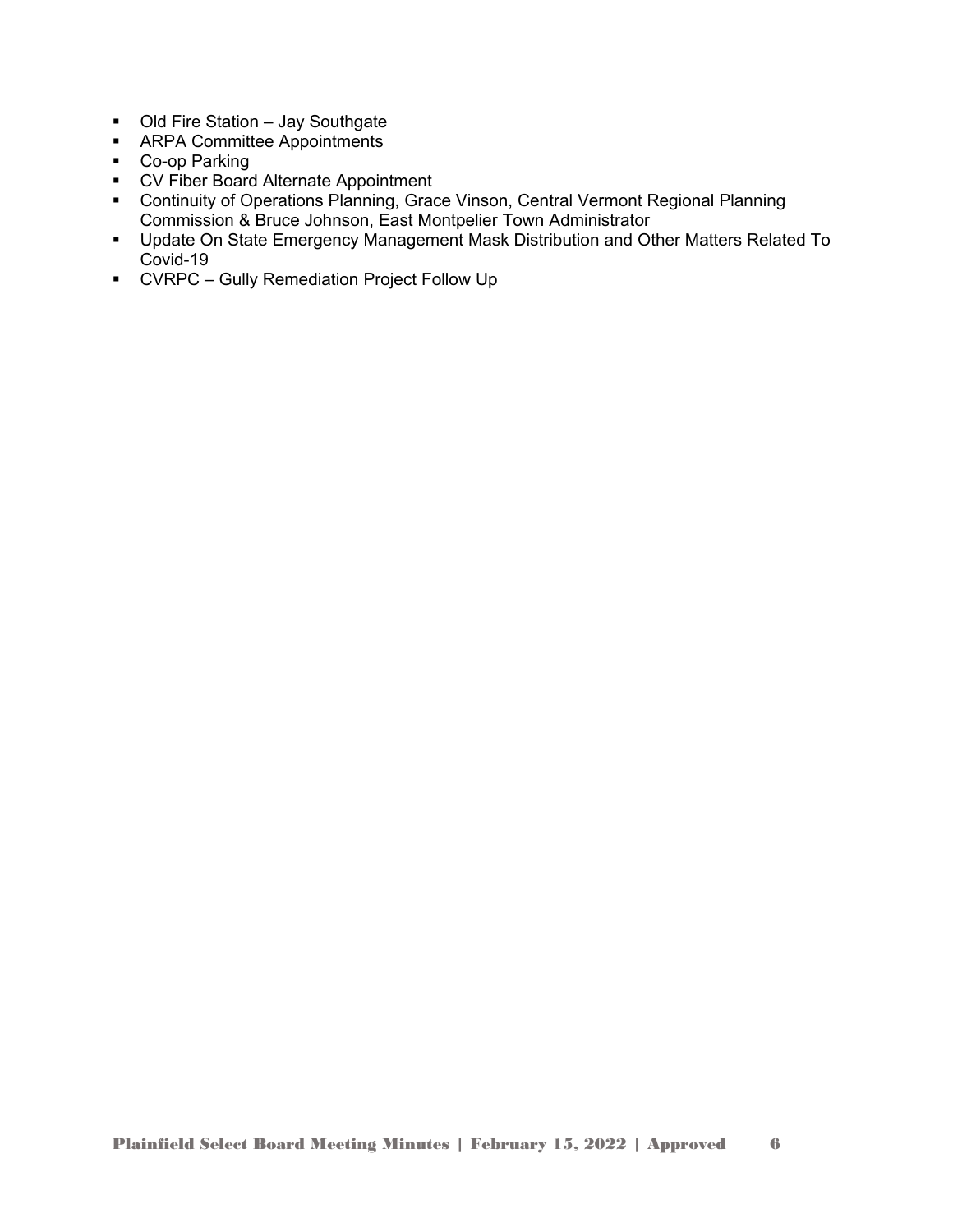- Old Fire Station – Jay Southgate
- ARPA Committee Appointments
- Co-op Parking
- CV Fiber Board Alternate Appointment
- Continuity of Operations Planning, Grace Vinson, Central Vermont Regional Planning Commission & Bruce Johnson, East Montpelier Town Administrator
- Update On State Emergency Management Mask Distribution and Other Matters Related To Covid-19
- CVRPC – Gully Remediation Project Follow Up